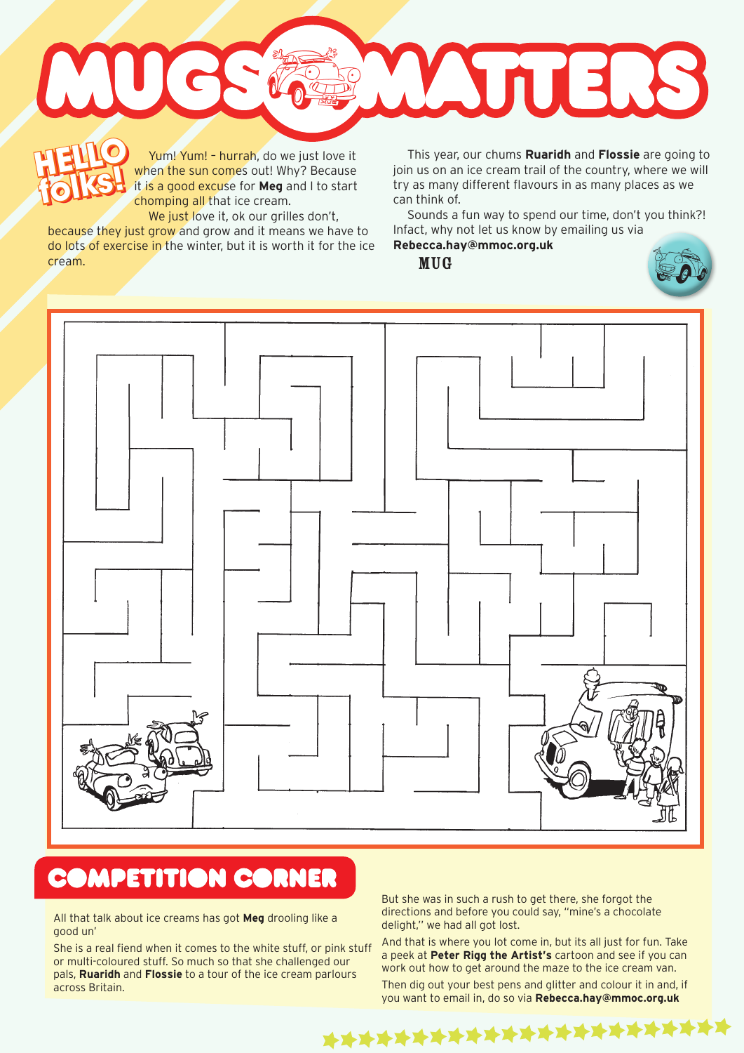# MUGS MATTERS

## HELLO folks!

Yum! Yum! – hurrah, do we just love it when the sun comes out! Why? Because it is a good excuse for **Meg** and I to start chomping all that ice cream.

We just love it, ok our grilles don't, because they just grow and grow and it means we have to do lots of exercise in the winter, but it is worth it for the ice cream.

This year, our chums **Ruaridh** and **Flossie** are going to join us on an ice cream trail of the country, where we will try as many different flavours in as many places as we can think of.

Sounds a fun way to spend our time, don't you think?! Infact, why not let us know by emailing us via **Rebecca.hay@mmoc.org.uk**

**MUG**

## COMPETITION CORNER

All that talk about ice creams has got **Meg** drooling like a good un'

She is a real fiend when it comes to the white stuff, or pink stuff or multi-coloured stuff. So much so that she challenged our pals, **Ruaridh** and **Flossie** to a tour of the ice cream parlours across Britain.

But she was in such a rush to get there, she forgot the directions and before you could say, "mine's a chocolate delight," we had all got lost.

And that is where you lot come in, but its all just for fun. Take a peek at **Peter Rigg the Artist's** cartoon and see if you can work out how to get around the maze to the ice cream van.

Then dig out your best pens and glitter and colour it in and, if you want to email in, do so via **Rebecca.hay@mmoc.org.uk**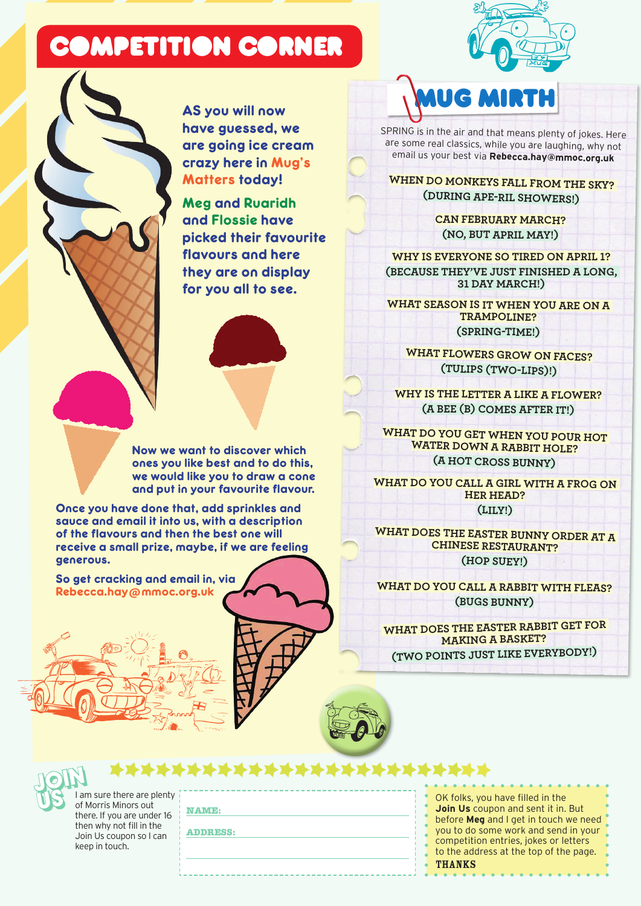# COMPETITION CORNER

**AS you will now have guessed, we are going ice cream crazy here in Mug's Matters today!**

**Meg and Ruaridh and Flossie have picked their favourite flavours and here they are on display for you all to see.**

**Now we want to discover which ones you like best and to do this, we would like you to draw a cone and put in your favourite flavour.**

**Once you have done that, add sprinkles and sauce and email it into us, with a description of the flavours and then the best one will receive a small prize, maybe, if we are feeling generous.**

**So get cracking and email in, via Rebecca.hay@mmoc.org.uk**

## MUG MIRTH

SPRING is in the air and that means plenty of jokes. Here are some real classics, while you are laughing, why not email us your best via **Rebecca.hay@mmoc.org.uk**

WHEN DO MONKEYS FALL FROM THE SKY?
(DURING APE-RIL SHOWERS!)

CAN FEBRUARY MARCH?
(NO, BUT APRIL MAY!)

WHY IS EVERYONE SO TIRED ON APRIL 1?
(BECAUSE THEY'VE JUST FINISHED A LONG, 31 DAY MARCH!)

WHAT SEASON IS IT WHEN YOU ARE ON A TRAMPOLINE?
(SPRING-TIME!)

WHAT FLOWERS GROW ON FACES?
(TULIPS (TWO-LIPS)!)

WHY IS THE LETTER A LIKE A FLOWER?
(A BEE (B) COMES AFTER IT!)

WHAT DO YOU GET WHEN YOU POUR HOT WATER DOWN A RABBIT HOLE?
(A HOT CROSS BUNNY)

WHAT DO YOU CALL A GIRL WITH A FROG ON HER HEAD?
(LILY!)

WHAT DOES THE EASTER BUNNY ORDER AT A CHINESE RESTAURANT?
(HOP SUEY!)

WHAT DO YOU CALL A RABBIT WITH FLEAS?
(BUGS BUNNY)

WHAT DOES THE EASTER RABBIT GET FOR MAKING A BASKET?
(TWO POINTS JUST LIKE EVERYBODY!)

## JOIN US

I am sure there are plenty of Morris Minors out there. If you are under 16 then why not fill in the Join Us coupon so I can keep in touch.

**NAME:**

**ADDRESS:**

OK folks, you have filled in the **Join Us** coupon and sent it in. But before **Meg** and I get in touch we need you to do some work and send in your competition entries, jokes or letters to the address at the top of the page.
**THANKS**